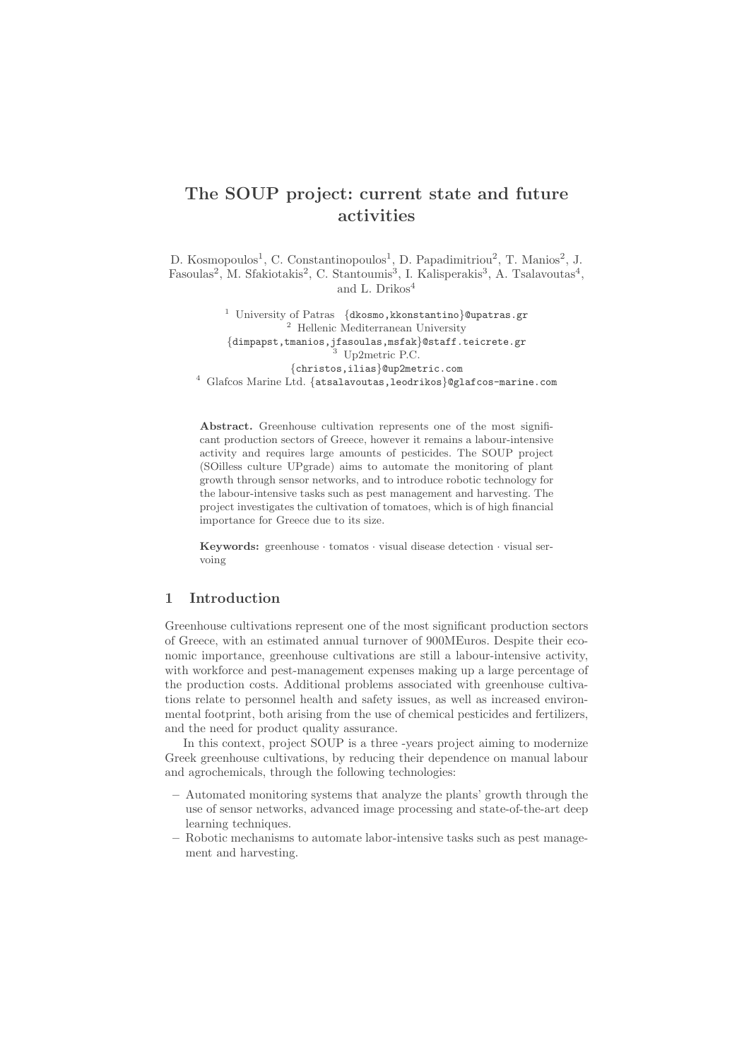# The SOUP project: current state and future activities

D. Kosmopoulos[1], C. Constantinopoulos[1], D. Papadimitriou[2], T. Manios[2], J. Fasoulas[2], M. Sfakiotakis[2], C. Stantoumis[3], I. Kalisperakis[3], A. Tsalavoutas[4], and L. Drikos[4]

[1] University of Patras {dkosmo,kkonstantino}@upatras.gr
[2] Hellenic Mediterranean University {dimpapst,tmanios,jfasoulas,msfak}@staff.teicrete.gr
[3] Up2metric P.C. {christos,ilias}@up2metric.com
[4] Glafcos Marine Ltd. {atsalavoutas,leodrikos}@glafcos-marine.com

**Abstract.** Greenhouse cultivation represents one of the most significant production sectors of Greece, however it remains a labour-intensive activity and requires large amounts of pesticides. The SOUP project (SOilless culture UPgrade) aims to automate the monitoring of plant growth through sensor networks, and to introduce robotic technology for the labour-intensive tasks such as pest management and harvesting. The project investigates the cultivation of tomatoes, which is of high financial importance for Greece due to its size.

**Keywords:** greenhouse · tomatos · visual disease detection · visual servoing

## 1 Introduction

Greenhouse cultivations represent one of the most significant production sectors of Greece, with an estimated annual turnover of 900MEuros. Despite their economic importance, greenhouse cultivations are still a labour-intensive activity, with workforce and pest-management expenses making up a large percentage of the production costs. Additional problems associated with greenhouse cultivations relate to personnel health and safety issues, as well as increased environmental footprint, both arising from the use of chemical pesticides and fertilizers, and the need for product quality assurance.

In this context, project SOUP is a three -years project aiming to modernize Greek greenhouse cultivations, by reducing their dependence on manual labour and agrochemicals, through the following technologies:

- Automated monitoring systems that analyze the plants' growth through the use of sensor networks, advanced image processing and state-of-the-art deep learning techniques.
- Robotic mechanisms to automate labor-intensive tasks such as pest management and harvesting.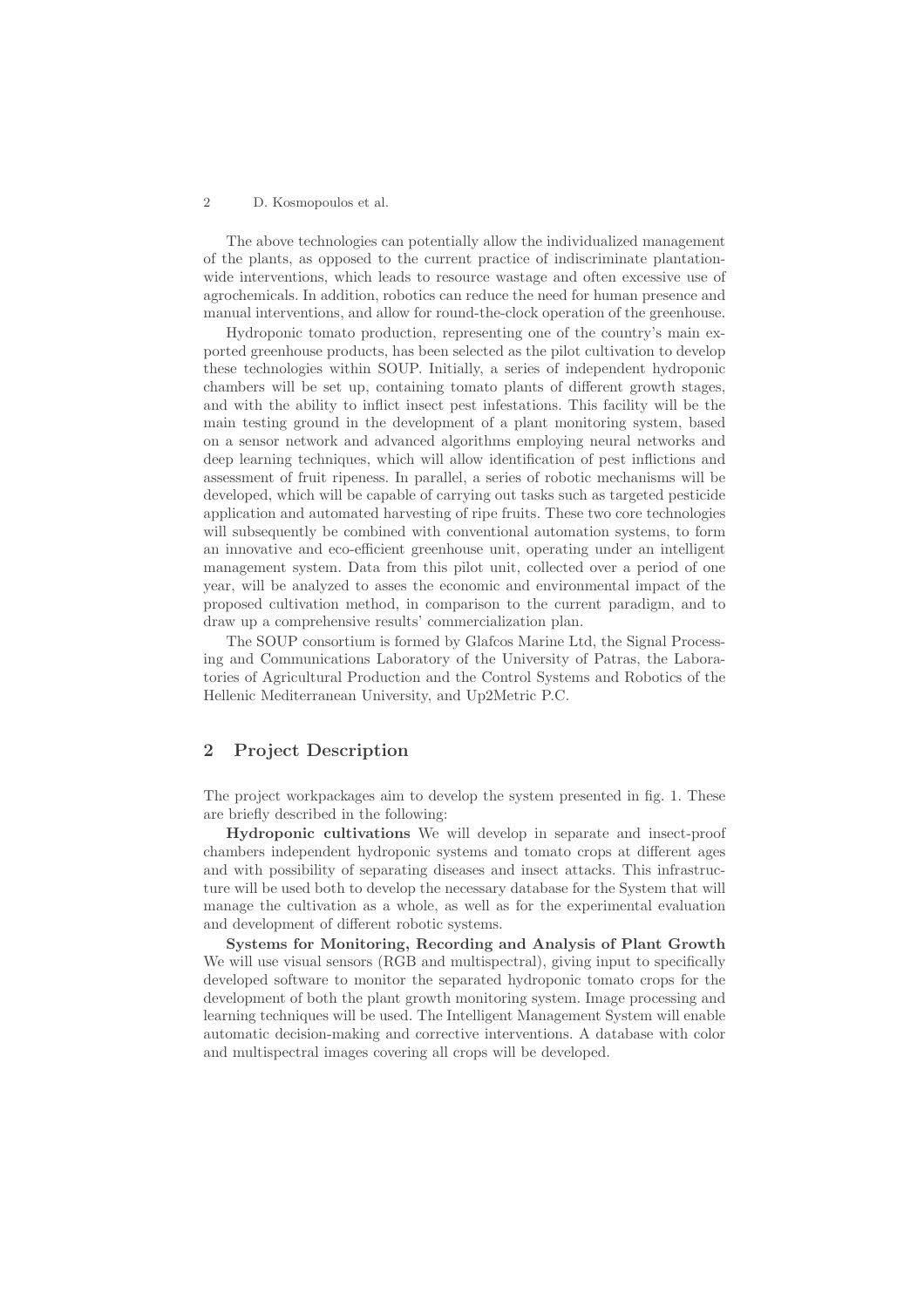The above technologies can potentially allow the individualized management of the plants, as opposed to the current practice of indiscriminate plantation-wide interventions, which leads to resource wastage and often excessive use of agrochemicals. In addition, robotics can reduce the need for human presence and manual interventions, and allow for round-the-clock operation of the greenhouse.

Hydroponic tomato production, representing one of the country's main exported greenhouse products, has been selected as the pilot cultivation to develop these technologies within SOUP. Initially, a series of independent hydroponic chambers will be set up, containing tomato plants of different growth stages, and with the ability to inflict insect pest infestations. This facility will be the main testing ground in the development of a plant monitoring system, based on a sensor network and advanced algorithms employing neural networks and deep learning techniques, which will allow identification of pest inflictions and assessment of fruit ripeness. In parallel, a series of robotic mechanisms will be developed, which will be capable of carrying out tasks such as targeted pesticide application and automated harvesting of ripe fruits. These two core technologies will subsequently be combined with conventional automation systems, to form an innovative and eco-efficient greenhouse unit, operating under an intelligent management system. Data from this pilot unit, collected over a period of one year, will be analyzed to asses the economic and environmental impact of the proposed cultivation method, in comparison to the current paradigm, and to draw up a comprehensive results' commercialization plan.

The SOUP consortium is formed by Glafcos Marine Ltd, the Signal Processing and Communications Laboratory of the University of Patras, the Laboratories of Agricultural Production and the Control Systems and Robotics of the Hellenic Mediterranean University, and Up2Metric P.C.

## 2 Project Description

The project workpackages aim to develop the system presented in fig. 1. These are briefly described in the following:

**Hydroponic cultivations** We will develop in separate and insect-proof chambers independent hydroponic systems and tomato crops at different ages and with possibility of separating diseases and insect attacks. This infrastructure will be used both to develop the necessary database for the System that will manage the cultivation as a whole, as well as for the experimental evaluation and development of different robotic systems.

**Systems for Monitoring, Recording and Analysis of Plant Growth** We will use visual sensors (RGB and multispectral), giving input to specifically developed software to monitor the separated hydroponic tomato crops for the development of both the plant growth monitoring system. Image processing and learning techniques will be used. The Intelligent Management System will enable automatic decision-making and corrective interventions. A database with color and multispectral images covering all crops will be developed.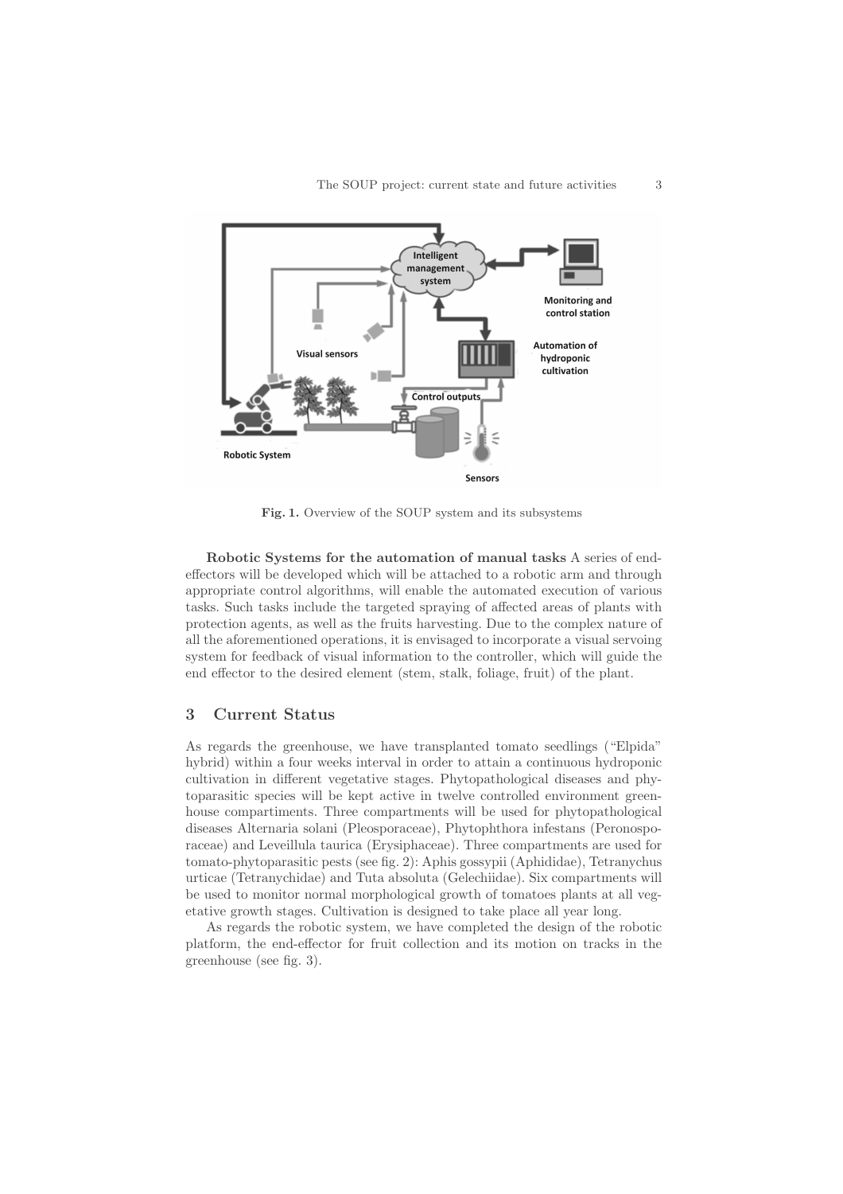Fig. 1. Overview of the SOUP system and its subsystems

**Robotic Systems for the automation of manual tasks** A series of end-effectors will be developed which will be attached to a robotic arm and through appropriate control algorithms, will enable the automated execution of various tasks. Such tasks include the targeted spraying of affected areas of plants with protection agents, as well as the fruits harvesting. Due to the complex nature of all the aforementioned operations, it is envisaged to incorporate a visual servoing system for feedback of visual information to the controller, which will guide the end effector to the desired element (stem, stalk, foliage, fruit) of the plant.

## 3 Current Status

As regards the greenhouse, we have transplanted tomato seedlings ("Elpida" hybrid) within a four weeks interval in order to attain a continuous hydroponic cultivation in different vegetative stages. Phytopathological diseases and phytoparasitic species will be kept active in twelve controlled environment greenhouse compartiments. Three compartments will be used for phytopathological diseases Alternaria solani (Pleosporaceae), Phytophthora infestans (Peronosporaceae) and Leveillula taurica (Erysiphaceae). Three compartments are used for tomato-phytoparasitic pests (see fig. 2): Aphis gossypii (Aphididae), Tetranychus urticae (Tetranychidae) and Tuta absoluta (Gelechiidae). Six compartments will be used to monitor normal morphological growth of tomatoes plants at all vegetative growth stages. Cultivation is designed to take place all year long.

As regards the robotic system, we have completed the design of the robotic platform, the end-effector for fruit collection and its motion on tracks in the greenhouse (see fig. 3).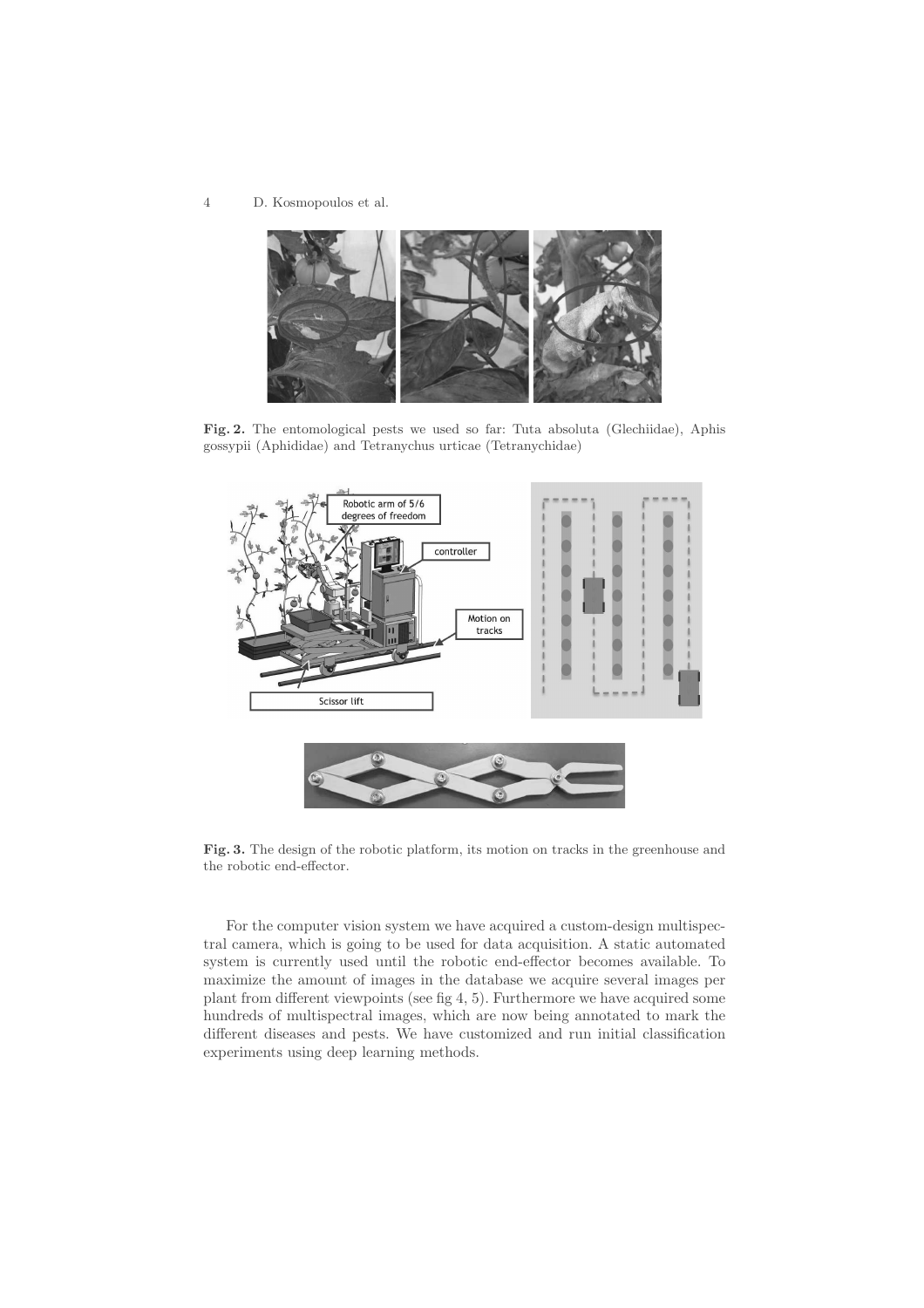**Fig. 2.** The entomological pests we used so far: Tuta absoluta (Glechiidae), Aphis gossypii (Aphididae) and Tetranychus urticae (Tetranychidae)

**Fig. 3.** The design of the robotic platform, its motion on tracks in the greenhouse and the robotic end-effector.

For the computer vision system we have acquired a custom-design multispectral camera, which is going to be used for data acquisition. A static automated system is currently used until the robotic end-effector becomes available. To maximize the amount of images in the database we acquire several images per plant from different viewpoints (see fig 4, 5). Furthermore we have acquired some hundreds of multispectral images, which are now being annotated to mark the different diseases and pests. We have customized and run initial classification experiments using deep learning methods.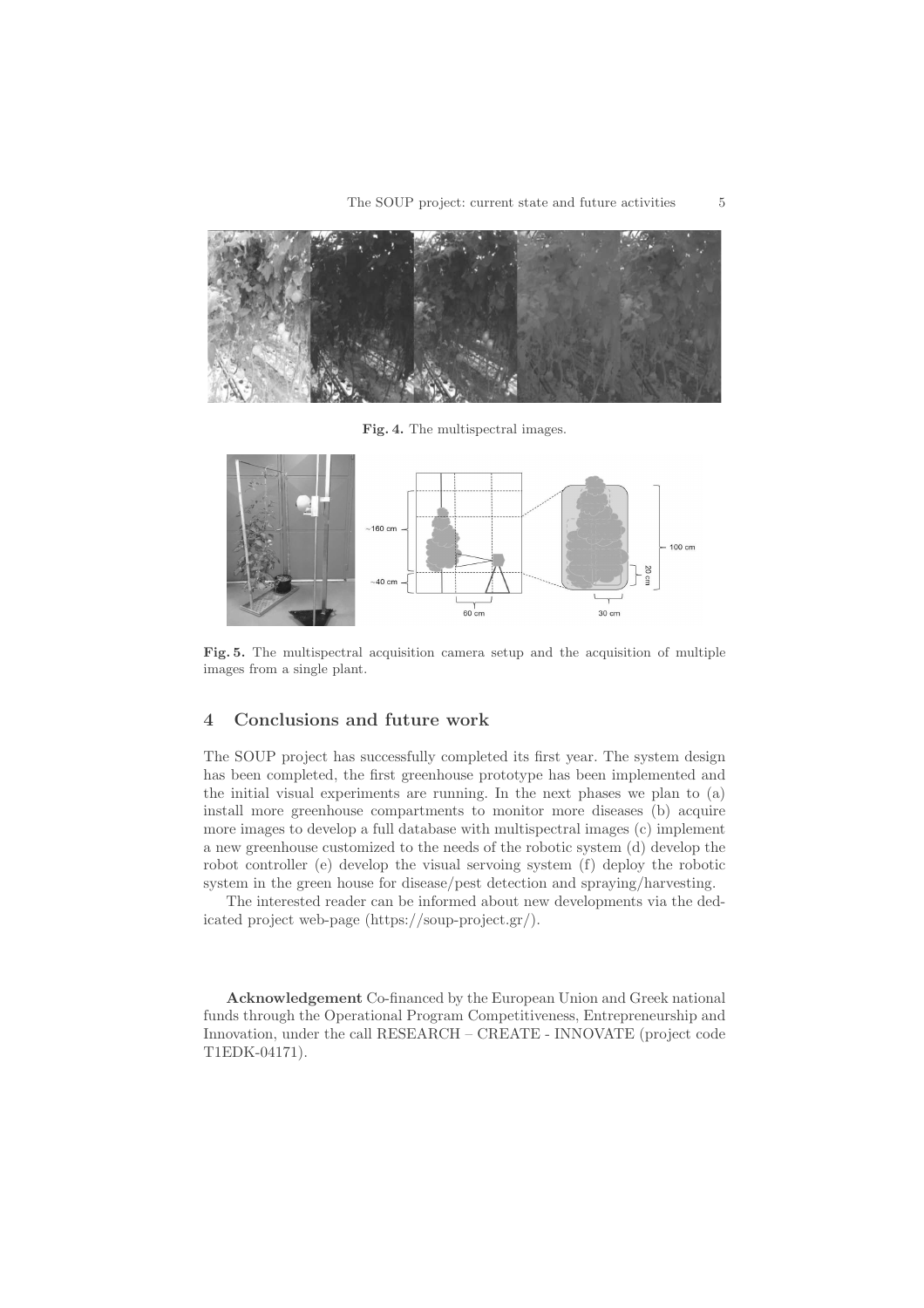Fig. 4. The multispectral images.

~160 cm

~40 cm

60 cm

30 cm

100 cm

20 cm

Fig. 5. The multispectral acquisition camera setup and the acquisition of multiple images from a single plant.

## 4 Conclusions and future work

The SOUP project has successfully completed its first year. The system design has been completed, the first greenhouse prototype has been implemented and the initial visual experiments are running. In the next phases we plan to (a) install more greenhouse compartments to monitor more diseases (b) acquire more images to develop a full database with multispectral images (c) implement a new greenhouse customized to the needs of the robotic system (d) develop the robot controller (e) develop the visual servoing system (f) deploy the robotic system in the green house for disease/pest detection and spraying/harvesting.

The interested reader can be informed about new developments via the dedicated project web-page (https://soup-project.gr/).

**Acknowledgement** Co-financed by the European Union and Greek national funds through the Operational Program Competitiveness, Entrepreneurship and Innovation, under the call RESEARCH – CREATE - INNOVATE (project code T1EDK-04171).